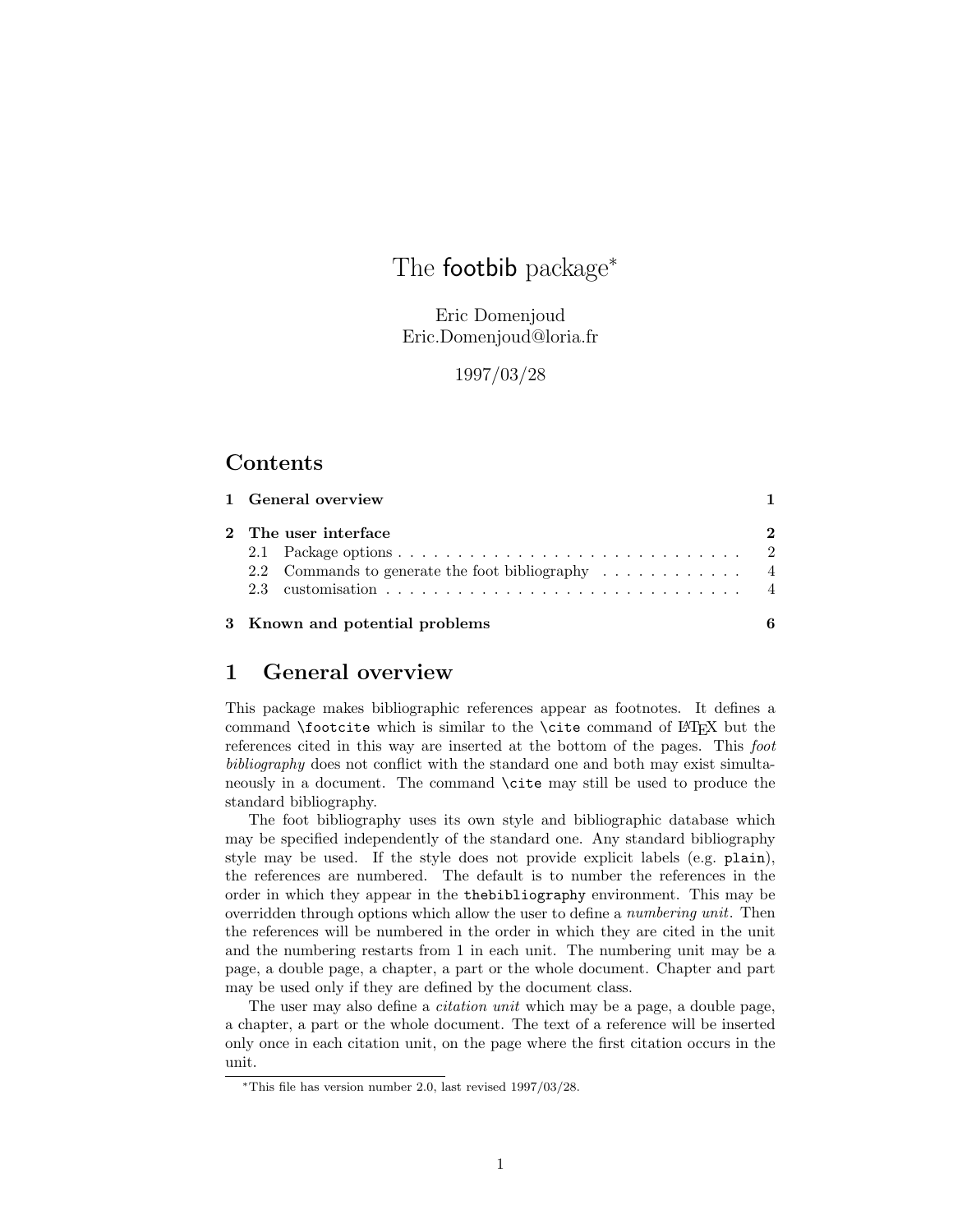# The footbib package*

Eric Domenjoud
Eric.Domenjoud@loria.fr

1997/03/28

## Contents

- 1 General overview — 1
- 2 The user interface — 2
  - 2.1 Package options — 2
  - 2.2 Commands to generate the foot bibliography — 4
  - 2.3 customisation — 4
- 3 Known and potential problems — 6

## 1 General overview

This package makes bibliographic references appear as footnotes. It defines a command `\footcite` which is similar to the `\cite` command of LaTeX but the references cited in this way are inserted at the bottom of the pages. This *foot bibliography* does not conflict with the standard one and both may exist simultaneously in a document. The command `\cite` may still be used to produce the standard bibliography.

The foot bibliography uses its own style and bibliographic database which may be specified independently of the standard one. Any standard bibliography style may be used. If the style does not provide explicit labels (e.g. `plain`), the references are numbered. The default is to number the references in the order in which they appear in the `thebibliography` environment. This may be overridden through options which allow the user to define a *numbering unit*. Then the references will be numbered in the order in which they are cited in the unit and the numbering restarts from 1 in each unit. The numbering unit may be a page, a double page, a chapter, a part or the whole document. Chapter and part may be used only if they are defined by the document class.

The user may also define a *citation unit* which may be a page, a double page, a chapter, a part or the whole document. The text of a reference will be inserted only once in each citation unit, on the page where the first citation occurs in the unit.

*This file has version number 2.0, last revised 1997/03/28.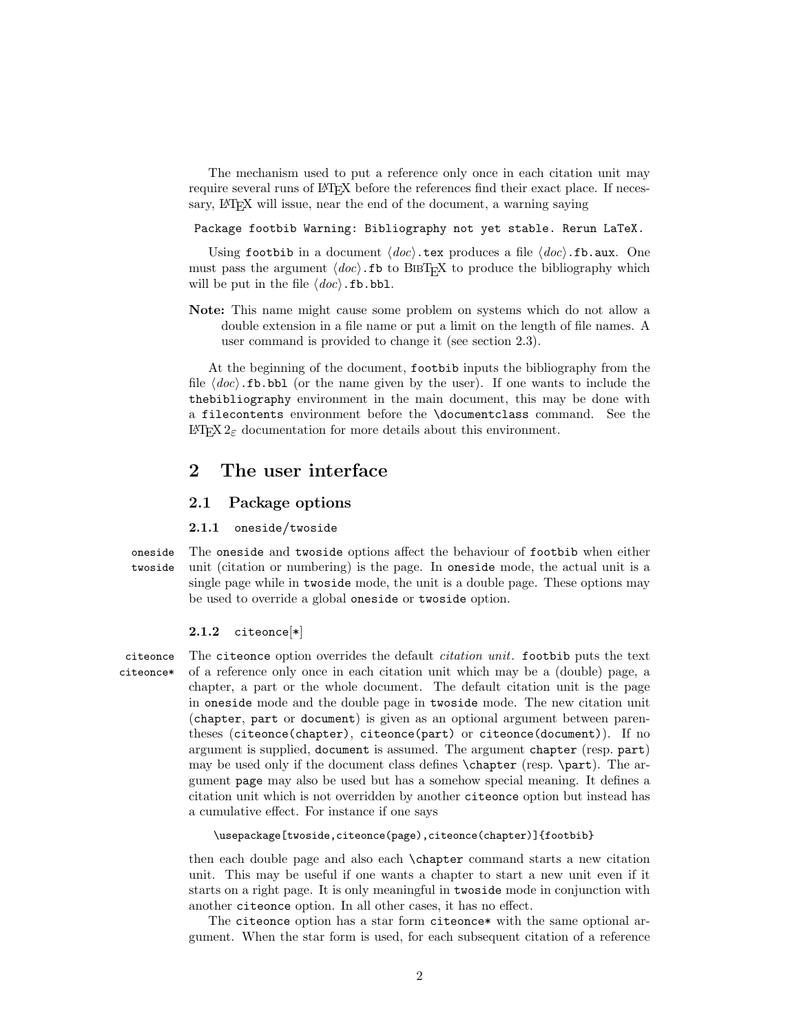The mechanism used to put a reference only once in each citation unit may require several runs of LaTeX before the references find their exact place. If necessary, LaTeX will issue, near the end of the document, a warning saying

```
Package footbib Warning: Bibliography not yet stable. Rerun LaTeX.
```

Using `footbib` in a document ⟨*doc*⟩`.tex` produces a file ⟨*doc*⟩`.fb.aux`. One must pass the argument ⟨*doc*⟩`.fb` to BibTeX to produce the bibliography which will be put in the file ⟨*doc*⟩`.fb.bbl`.

**Note:** This name might cause some problem on systems which do not allow a double extension in a file name or put a limit on the length of file names. A user command is provided to change it (see section 2.3).

At the beginning of the document, `footbib` inputs the bibliography from the file ⟨*doc*⟩`.fb.bbl` (or the name given by the user). If one wants to include the `thebibliography` environment in the main document, this may be done with a `filecontents` environment before the `\documentclass` command. See the LaTeX $2_\varepsilon$ documentation for more details about this environment.

## 2 The user interface

### 2.1 Package options

#### 2.1.1 `oneside/twoside`

`oneside` `twoside` The `oneside` and `twoside` options affect the behaviour of `footbib` when either unit (citation or numbering) is the page. In `oneside` mode, the actual unit is a single page while in `twoside` mode, the unit is a double page. These options may be used to override a global `oneside` or `twoside` option.

#### 2.1.2 `citeonce[*]`

`citeonce` `citeonce*` The `citeonce` option overrides the default *citation unit*. `footbib` puts the text of a reference only once in each citation unit which may be a (double) page, a chapter, a part or the whole document. The default citation unit is the page in `oneside` mode and the double page in `twoside` mode. The new citation unit (`chapter`, `part` or `document`) is given as an optional argument between parentheses (`citeonce(chapter)`, `citeonce(part)` or `citeonce(document)`). If no argument is supplied, `document` is assumed. The argument `chapter` (resp. `part`) may be used only if the document class defines `\chapter` (resp. `\part`). The argument `page` may also be used but has a somehow special meaning. It defines a citation unit which is not overridden by another `citeonce` option but instead has a cumulative effect. For instance if one says

```
\usepackage[twoside,citeonce(page),citeonce(chapter)]{footbib}
```

then each double page and also each `\chapter` command starts a new citation unit. This may be useful if one wants a chapter to start a new unit even if it starts on a right page. It is only meaningful in `twoside` mode in conjunction with another `citeonce` option. In all other cases, it has no effect.

The `citeonce` option has a star form `citeonce*` with the same optional argument. When the star form is used, for each subsequent citation of a reference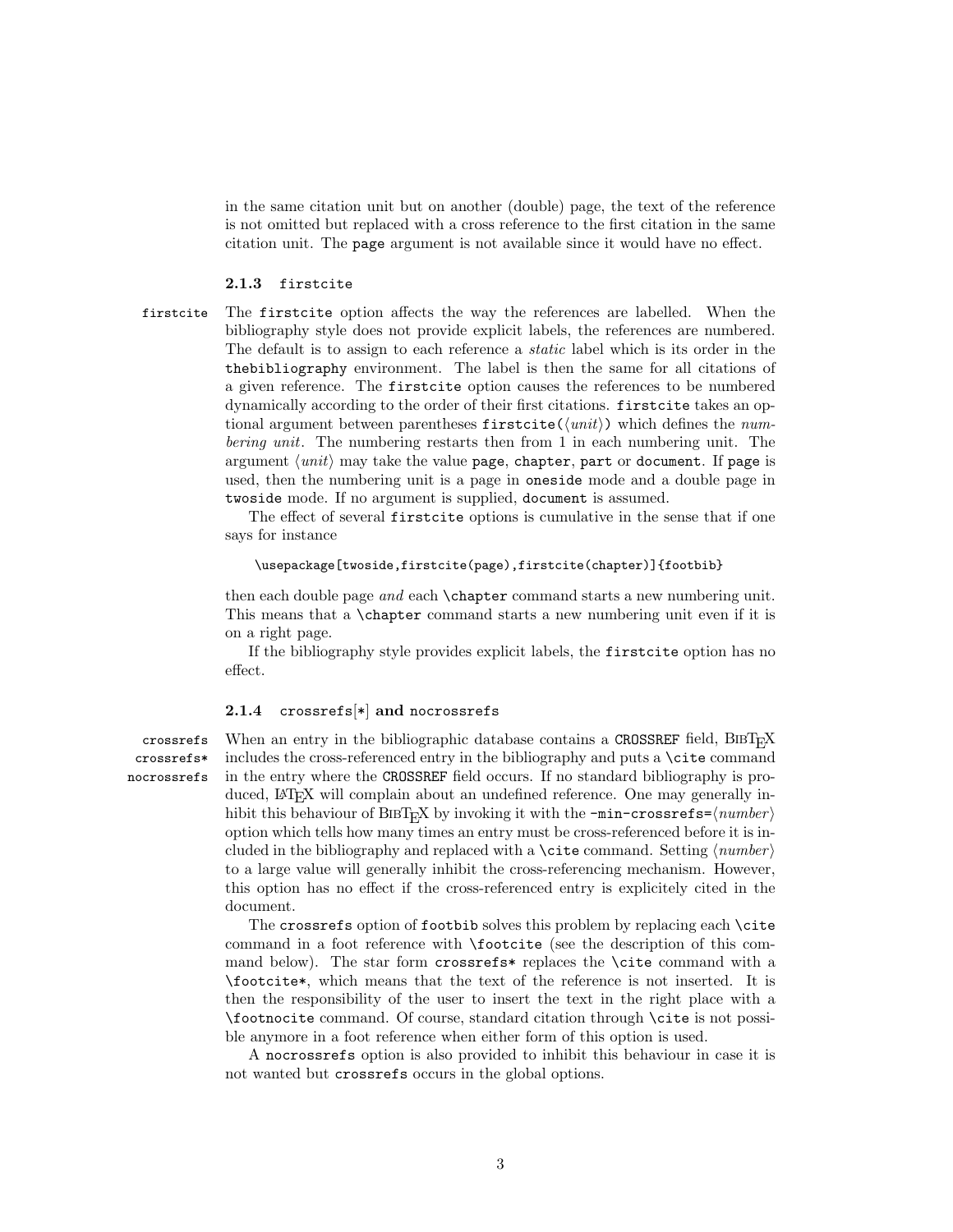in the same citation unit but on another (double) page, the text of the reference is not omitted but replaced with a cross reference to the first citation in the same citation unit. The `page` argument is not available since it would have no effect.

### 2.1.3 `firstcite`

`firstcite` The `firstcite` option affects the way the references are labelled. When the bibliography style does not provide explicit labels, the references are numbered. The default is to assign to each reference a *static* label which is its order in the `thebibliography` environment. The label is then the same for all citations of a given reference. The `firstcite` option causes the references to be numbered dynamically according to the order of their first citations. `firstcite` takes an optional argument between parentheses `firstcite(`⟨*unit*⟩`)` which defines the *numbering unit*. The numbering restarts then from 1 in each numbering unit. The argument ⟨*unit*⟩ may take the value `page`, `chapter`, `part` or `document`. If `page` is used, then the numbering unit is a page in `oneside` mode and a double page in `twoside` mode. If no argument is supplied, `document` is assumed.

The effect of several `firstcite` options is cumulative in the sense that if one says for instance

```
\usepackage[twoside,firstcite(page),firstcite(chapter)]{footbib}
```

then each double page *and* each `\chapter` command starts a new numbering unit. This means that a `\chapter` command starts a new numbering unit even if it is on a right page.

If the bibliography style provides explicit labels, the `firstcite` option has no effect.

### 2.1.4 `crossrefs`[*] and `nocrossrefs`

`crossrefs` `crossrefs*` `nocrossrefs` When an entry in the bibliographic database contains a `CROSSREF` field, BibTeX includes the cross-referenced entry in the bibliography and puts a `\cite` command in the entry where the `CROSSREF` field occurs. If no standard bibliography is produced, LaTeX will complain about an undefined reference. One may generally inhibit this behaviour of BibTeX by invoking it with the `-min-crossrefs=`⟨*number*⟩ option which tells how many times an entry must be cross-referenced before it is included in the bibliography and replaced with a `\cite` command. Setting ⟨*number*⟩ to a large value will generally inhibit the cross-referencing mechanism. However, this option has no effect if the cross-referenced entry is explicitely cited in the document.

The `crossrefs` option of `footbib` solves this problem by replacing each `\cite` command in a foot reference with `\footcite` (see the description of this command below). The star form `crossrefs*` replaces the `\cite` command with a `\footcite*`, which means that the text of the reference is not inserted. It is then the responsibility of the user to insert the text in the right place with a `\footnocite` command. Of course, standard citation through `\cite` is not possible anymore in a foot reference when either form of this option is used.

A `nocrossrefs` option is also provided to inhibit this behaviour in case it is not wanted but `crossrefs` occurs in the global options.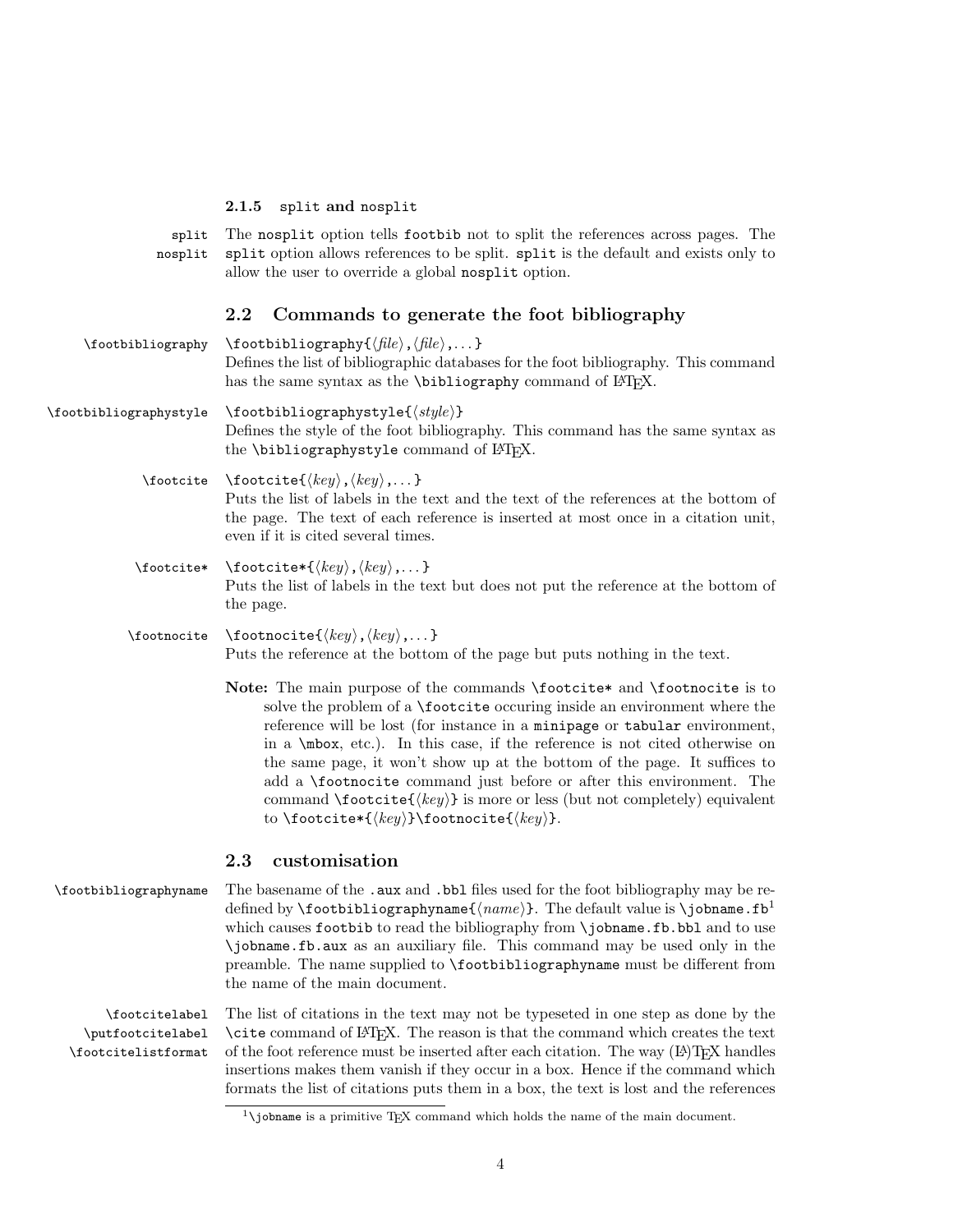### 2.1.5 `split` and `nosplit`

`split` `nosplit` The `nosplit` option tells `footbib` not to split the references across pages. The `split` option allows references to be split. `split` is the default and exists only to allow the user to override a global `nosplit` option.

## 2.2 Commands to generate the foot bibliography

`\footbibliography` `\footbibliography{⟨file⟩,⟨file⟩,...}`
Defines the list of bibliographic databases for the foot bibliography. This command has the same syntax as the `\bibliography` command of LaTeX.

`\footbibliographystyle` `\footbibliographystyle{⟨style⟩}`
Defines the style of the foot bibliography. This command has the same syntax as the `\bibliographystyle` command of LaTeX.

`\footcite` `\footcite{⟨key⟩,⟨key⟩,...}`
Puts the list of labels in the text and the text of the references at the bottom of the page. The text of each reference is inserted at most once in a citation unit, even if it is cited several times.

`\footcite*` `\footcite*{⟨key⟩,⟨key⟩,...}`
Puts the list of labels in the text but does not put the reference at the bottom of the page.

`\footnocite` `\footnocite{⟨key⟩,⟨key⟩,...}`
Puts the reference at the bottom of the page but puts nothing in the text.

**Note:** The main purpose of the commands `\footcite*` and `\footnocite` is to solve the problem of a `\footcite` occuring inside an environment where the reference will be lost (for instance in a `minipage` or `tabular` environment, in a `\mbox`, etc.). In this case, if the reference is not cited otherwise on the same page, it won't show up at the bottom of the page. It suffices to add a `\footnocite` command just before or after this environment. The command `\footcite{⟨key⟩}` is more or less (but not completely) equivalent to `\footcite*{⟨key⟩}\footnocite{⟨key⟩}`.

## 2.3 customisation

`\footbibliographyname` The basename of the `.aux` and `.bbl` files used for the foot bibliography may be redefined by `\footbibliographyname{⟨name⟩}`. The default value is `\jobname.fb`[1] which causes `footbib` to read the bibliography from `\jobname.fb.bbl` and to use `\jobname.fb.aux` as an auxiliary file. This command may be used only in the preamble. The name supplied to `\footbibliographyname` must be different from the name of the main document.

`\footcitelabel` `\putfootcitelabel` `\footcitelistformat` The list of citations in the text may not be typeseted in one step as done by the `\cite` command of LaTeX. The reason is that the command which creates the text of the foot reference must be inserted after each citation. The way (La)TeX handles insertions makes them vanish if they occur in a box. Hence if the command which formats the list of citations puts them in a box, the text is lost and the references

[1] `\jobname` is a primitive TeX command which holds the name of the main document.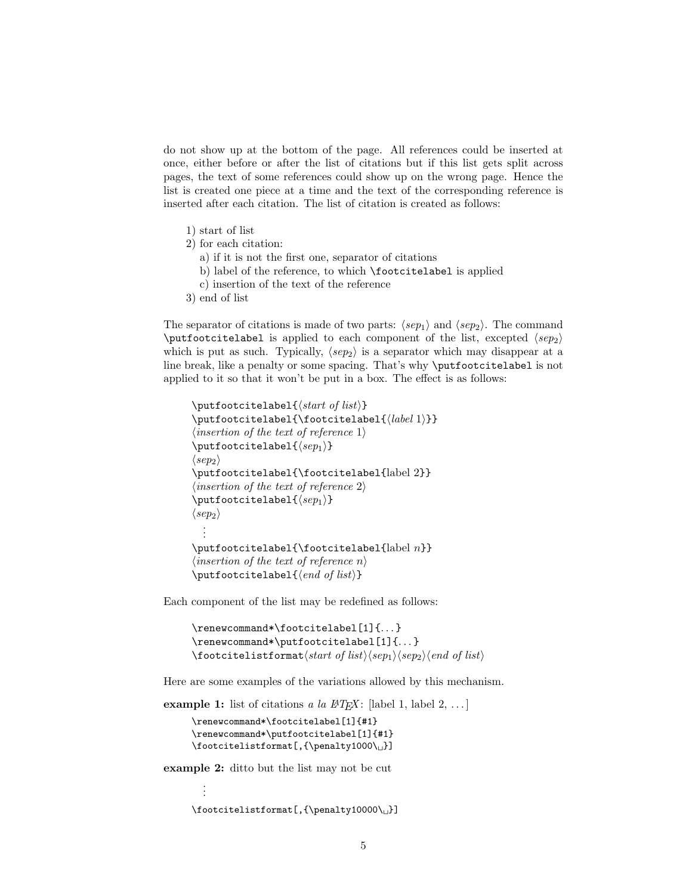do not show up at the bottom of the page. All references could be inserted at once, either before or after the list of citations but if this list gets split across pages, the text of some references could show up on the wrong page. Hence the list is created one piece at a time and the text of the corresponding reference is inserted after each citation. The list of citation is created as follows:

1) start of list
2) for each citation:
   a) if it is not the first one, separator of citations
   b) label of the reference, to which `\footcitelabel` is applied
   c) insertion of the text of the reference
3) end of list

The separator of citations is made of two parts: ⟨*sep*$_1$⟩ and ⟨*sep*$_2$⟩. The command `\putfootcitelabel` is applied to each component of the list, excepted ⟨*sep*$_2$⟩ which is put as such. Typically, ⟨*sep*$_2$⟩ is a separator which may disappear at a line break, like a penalty or some spacing. That's why `\putfootcitelabel` is not applied to it so that it won't be put in a box. The effect is as follows:

```
\putfootcitelabel{⟨start of list⟩}
\putfootcitelabel{\footcitelabel{⟨label 1⟩}}
⟨insertion of the text of reference 1⟩
\putfootcitelabel{⟨sep1⟩}
⟨sep2⟩
\putfootcitelabel{\footcitelabel{label 2}}
⟨insertion of the text of reference 2⟩
\putfootcitelabel{⟨sep1⟩}
⟨sep2⟩
  ⋮
\putfootcitelabel{\footcitelabel{label n}}
⟨insertion of the text of reference n⟩
\putfootcitelabel{⟨end of list⟩}
```

Each component of the list may be redefined as follows:

```
\renewcommand*\footcitelabel[1]{...}
\renewcommand*\putfootcitelabel[1]{...}
\footcitelistformat⟨start of list⟩⟨sep1⟩⟨sep2⟩⟨end of list⟩
```

Here are some examples of the variations allowed by this mechanism.

**example 1:** list of citations *a la LaTeX*: [label 1, label 2, ...]

```
\renewcommand*\footcitelabel[1]{#1}
\renewcommand*\putfootcitelabel[1]{#1}
\footcitelistformat[,{\penalty1000\␣}]
```

**example 2:** ditto but the list may not be cut

```
  ⋮
\footcitelistformat[,{\penalty10000\␣}]
```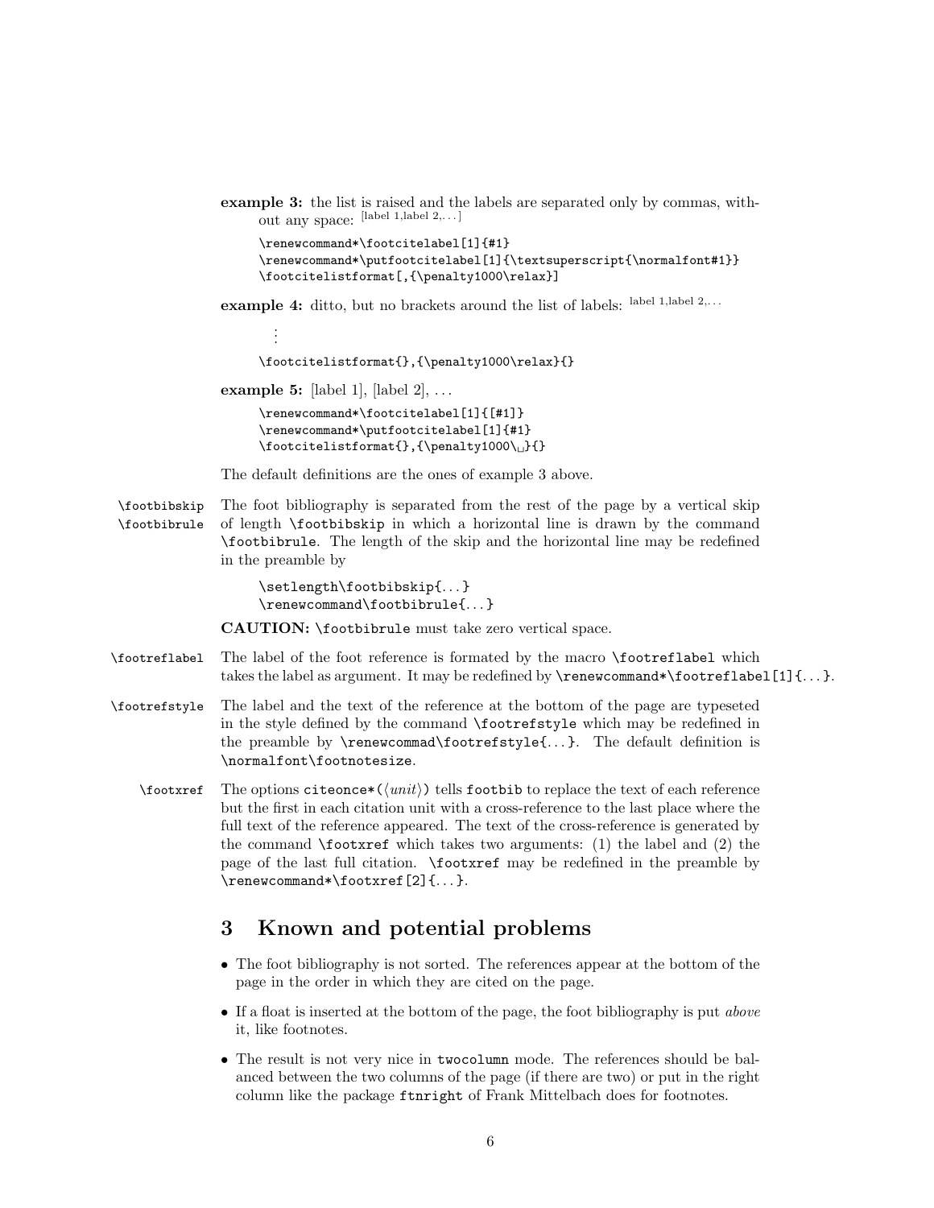**example 3:** the list is raised and the labels are separated only by commas, without any space: [label 1,label 2,...]

```
\renewcommand*\footcitelabel[1]{#1}
\renewcommand*\putfootcitelabel[1]{\textsuperscript{\normalfont#1}}
\footcitelistformat[,{\penalty1000\relax}]
```

**example 4:** ditto, but no brackets around the list of labels: label 1,label 2,...

```
⋮
\footcitelistformat{},{\penalty1000\relax}{}
```

**example 5:** [label 1], [label 2], ...

```
\renewcommand*\footcitelabel[1]{[#1]}
\renewcommand*\putfootcitelabel[1]{#1}
\footcitelistformat{},{\penalty1000\␣}{}
```

The default definitions are the ones of example 3 above.

`\footbibskip` `\footbibrule` The foot bibliography is separated from the rest of the page by a vertical skip of length `\footbibskip` in which a horizontal line is drawn by the command `\footbibrule`. The length of the skip and the horizontal line may be redefined in the preamble by

```
\setlength\footbibskip{...}
\renewcommand\footbibrule{...}
```

**CAUTION:** `\footbibrule` must take zero vertical space.

`\footreflabel` The label of the foot reference is formated by the macro `\footreflabel` which takes the label as argument. It may be redefined by `\renewcommand*\footreflabel[1]{...}`.

`\footrefstyle` The label and the text of the reference at the bottom of the page are typeseted in the style defined by the command `\footrefstyle` which may be redefined in the preamble by `\renewcommad\footrefstyle{...}`. The default definition is `\normalfont\footnotesize`.

`\footxref` The options `citeonce*(`⟨*unit*⟩`)` tells `footbib` to replace the text of each reference but the first in each citation unit with a cross-reference to the last place where the full text of the reference appeared. The text of the cross-reference is generated by the command `\footxref` which takes two arguments: (1) the label and (2) the page of the last full citation. `\footxref` may be redefined in the preamble by `\renewcommand*\footxref[2]{...}`.

## 3 Known and potential problems

- The foot bibliography is not sorted. The references appear at the bottom of the page in the order in which they are cited on the page.
- If a float is inserted at the bottom of the page, the foot bibliography is put *above* it, like footnotes.
- The result is not very nice in `twocolumn` mode. The references should be balanced between the two columns of the page (if there are two) or put in the right column like the package `ftnright` of Frank Mittelbach does for footnotes.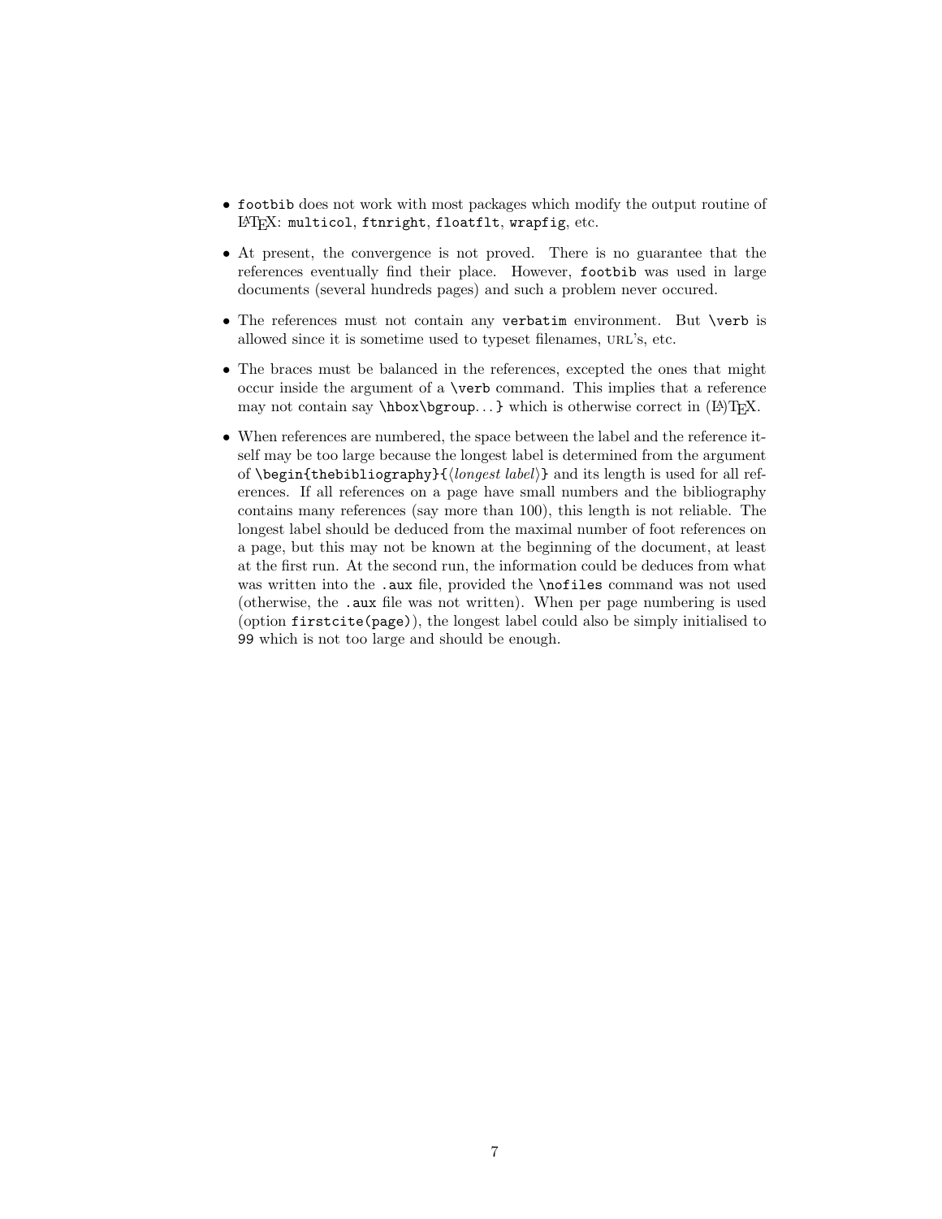- `footbib` does not work with most packages which modify the output routine of LaTeX: `multicol`, `ftnright`, `floatflt`, `wrapfig`, etc.

- At present, the convergence is not proved. There is no guarantee that the references eventually find their place. However, `footbib` was used in large documents (several hundreds pages) and such a problem never occured.

- The references must not contain any `verbatim` environment. But `\verb` is allowed since it is sometime used to typeset filenames, URL's, etc.

- The braces must be balanced in the references, excepted the ones that might occur inside the argument of a `\verb` command. This implies that a reference may not contain say `\hbox\bgroup`... `}` which is otherwise correct in (LA)TEX.

- When references are numbered, the space between the label and the reference itself may be too large because the longest label is determined from the argument of `\begin{thebibliography}{`⟨*longest label*⟩`}` and its length is used for all references. If all references on a page have small numbers and the bibliography contains many references (say more than 100), this length is not reliable. The longest label should be deduced from the maximal number of foot references on a page, but this may not be known at the beginning of the document, at least at the first run. At the second run, the information could be deduces from what was written into the `.aux` file, provided the `\nofiles` command was not used (otherwise, the `.aux` file was not written). When per page numbering is used (option `firstcite(page)`), the longest label could also be simply initialised to `99` which is not too large and should be enough.